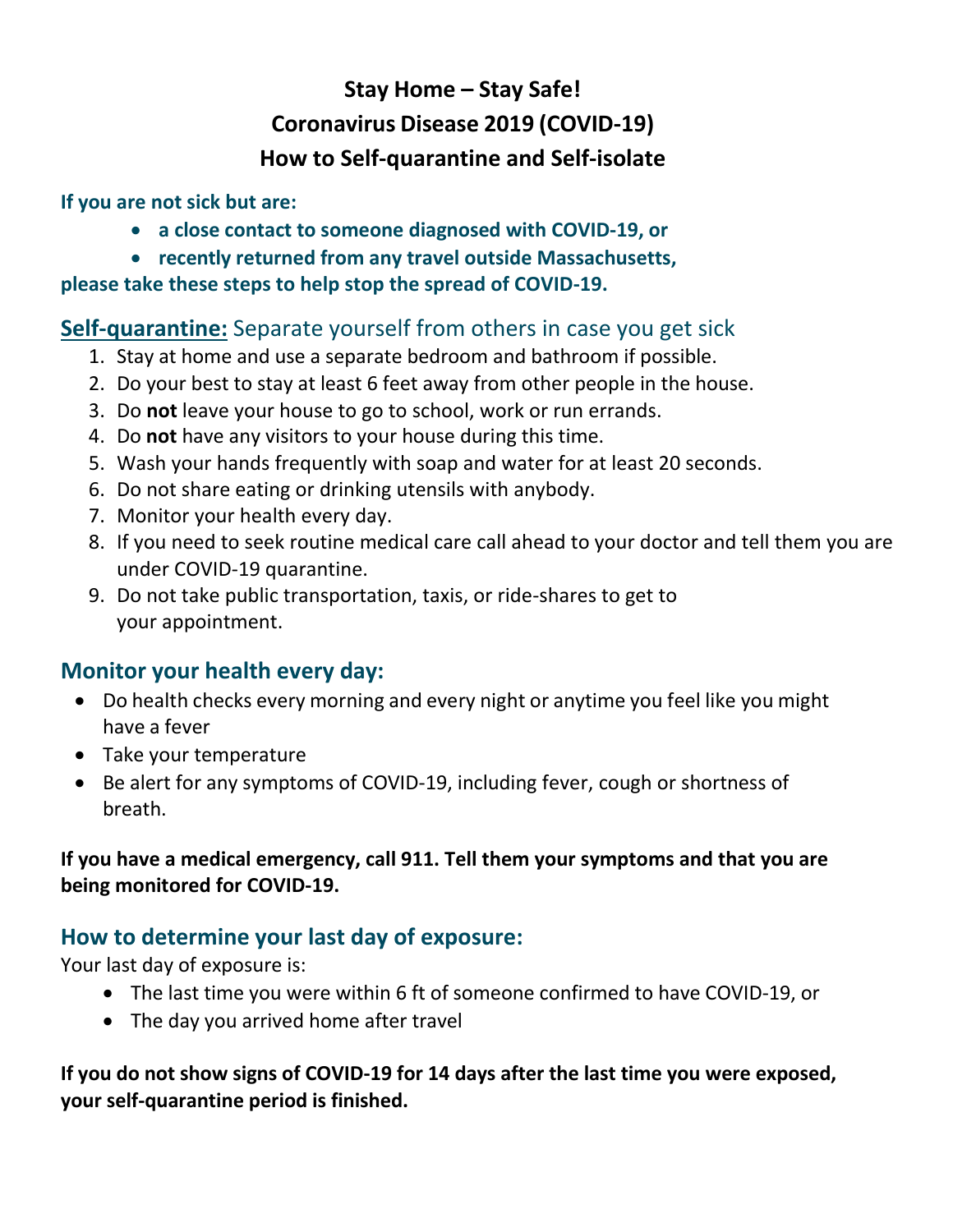# Stay Home – Stay Safe!
# Coronavirus Disease 2019 (COVID-19)
# How to Self-quarantine and Self-isolate

**If you are not sick but are:**

- **a close contact to someone diagnosed with COVID-19, or**
- **recently returned from any travel outside Massachusetts,**

**please take these steps to help stop the spread of COVID-19.**

## **Self-quarantine:** Separate yourself from others in case you get sick

1. Stay at home and use a separate bedroom and bathroom if possible.
2. Do your best to stay at least 6 feet away from other people in the house.
3. Do **not** leave your house to go to school, work or run errands.
4. Do **not** have any visitors to your house during this time.
5. Wash your hands frequently with soap and water for at least 20 seconds.
6. Do not share eating or drinking utensils with anybody.
7. Monitor your health every day.
8. If you need to seek routine medical care call ahead to your doctor and tell them you are under COVID-19 quarantine.
9. Do not take public transportation, taxis, or ride-shares to get to your appointment.

## Monitor your health every day:

- Do health checks every morning and every night or anytime you feel like you might have a fever
- Take your temperature
- Be alert for any symptoms of COVID-19, including fever, cough or shortness of breath.

**If you have a medical emergency, call 911. Tell them your symptoms and that you are being monitored for COVID-19.**

## How to determine your last day of exposure:

Your last day of exposure is:

- The last time you were within 6 ft of someone confirmed to have COVID-19, or
- The day you arrived home after travel

**If you do not show signs of COVID-19 for 14 days after the last time you were exposed, your self-quarantine period is finished.**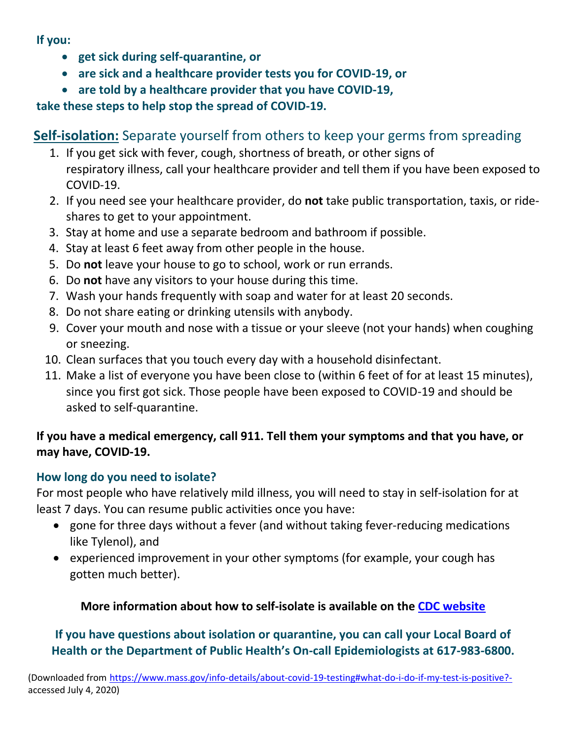**If you:**

- **get sick during self-quarantine, or**
- **are sick and a healthcare provider tests you for COVID-19, or**
- **are told by a healthcare provider that you have COVID-19,**

**take these steps to help stop the spread of COVID-19.**

## **Self-isolation:** Separate yourself from others to keep your germs from spreading

1. If you get sick with fever, cough, shortness of breath, or other signs of respiratory illness, call your healthcare provider and tell them if you have been exposed to COVID-19.
2. If you need see your healthcare provider, do **not** take public transportation, taxis, or ride-shares to get to your appointment.
3. Stay at home and use a separate bedroom and bathroom if possible.
4. Stay at least 6 feet away from other people in the house.
5. Do **not** leave your house to go to school, work or run errands.
6. Do **not** have any visitors to your house during this time.
7. Wash your hands frequently with soap and water for at least 20 seconds.
8. Do not share eating or drinking utensils with anybody.
9. Cover your mouth and nose with a tissue or your sleeve (not your hands) when coughing or sneezing.
10. Clean surfaces that you touch every day with a household disinfectant.
11. Make a list of everyone you have been close to (within 6 feet of for at least 15 minutes), since you first got sick. Those people have been exposed to COVID-19 and should be asked to self-quarantine.

**If you have a medical emergency, call 911. Tell them your symptoms and that you have, or may have, COVID-19.**

### How long do you need to isolate?

For most people who have relatively mild illness, you will need to stay in self-isolation for at least 7 days. You can resume public activities once you have:

- gone for three days without a fever (and without taking fever-reducing medications like Tylenol), and
- experienced improvement in your other symptoms (for example, your cough has gotten much better).

**More information about how to self-isolate is available on the [CDC website]()**

**If you have questions about isolation or quarantine, you can call your Local Board of Health or the Department of Public Health's On-call Epidemiologists at 617-983-6800.**

(Downloaded from https://www.mass.gov/info-details/about-covid-19-testing#what-do-i-do-if-my-test-is-positive?- accessed July 4, 2020)